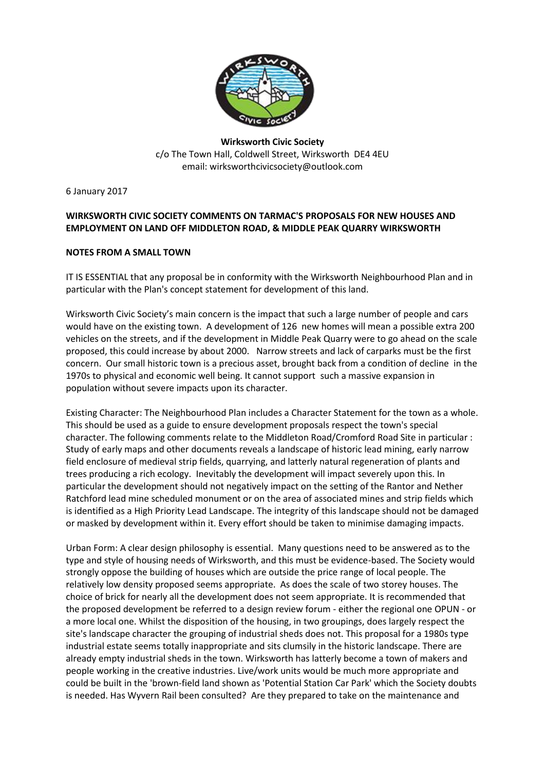**Wirksworth Civic Society**
c/o The Town Hall, Coldwell Street, Wirksworth DE4 4EU
email: wirksworthcivicsociety@outlook.com

6 January 2017

**WIRKSWORTH CIVIC SOCIETY COMMENTS ON TARMAC'S PROPOSALS FOR NEW HOUSES AND EMPLOYMENT ON LAND OFF MIDDLETON ROAD, & MIDDLE PEAK QUARRY WIRKSWORTH**

**NOTES FROM A SMALL TOWN**

IT IS ESSENTIAL that any proposal be in conformity with the Wirksworth Neighbourhood Plan and in particular with the Plan's concept statement for development of this land.

Wirksworth Civic Society's main concern is the impact that such a large number of people and cars would have on the existing town. A development of 126 new homes will mean a possible extra 200 vehicles on the streets, and if the development in Middle Peak Quarry were to go ahead on the scale proposed, this could increase by about 2000. Narrow streets and lack of carparks must be the first concern. Our small historic town is a precious asset, brought back from a condition of decline in the 1970s to physical and economic well being. It cannot support such a massive expansion in population without severe impacts upon its character.

Existing Character: The Neighbourhood Plan includes a Character Statement for the town as a whole. This should be used as a guide to ensure development proposals respect the town's special character. The following comments relate to the Middleton Road/Cromford Road Site in particular : Study of early maps and other documents reveals a landscape of historic lead mining, early narrow field enclosure of medieval strip fields, quarrying, and latterly natural regeneration of plants and trees producing a rich ecology. Inevitably the development will impact severely upon this. In particular the development should not negatively impact on the setting of the Rantor and Nether Ratchford lead mine scheduled monument or on the area of associated mines and strip fields which is identified as a High Priority Lead Landscape. The integrity of this landscape should not be damaged or masked by development within it. Every effort should be taken to minimise damaging impacts.

Urban Form: A clear design philosophy is essential. Many questions need to be answered as to the type and style of housing needs of Wirksworth, and this must be evidence-based. The Society would strongly oppose the building of houses which are outside the price range of local people. The relatively low density proposed seems appropriate. As does the scale of two storey houses. The choice of brick for nearly all the development does not seem appropriate. It is recommended that the proposed development be referred to a design review forum - either the regional one OPUN - or a more local one. Whilst the disposition of the housing, in two groupings, does largely respect the site's landscape character the grouping of industrial sheds does not. This proposal for a 1980s type industrial estate seems totally inappropriate and sits clumsily in the historic landscape. There are already empty industrial sheds in the town. Wirksworth has latterly become a town of makers and people working in the creative industries. Live/work units would be much more appropriate and could be built in the 'brown-field land shown as 'Potential Station Car Park' which the Society doubts is needed. Has Wyvern Rail been consulted? Are they prepared to take on the maintenance and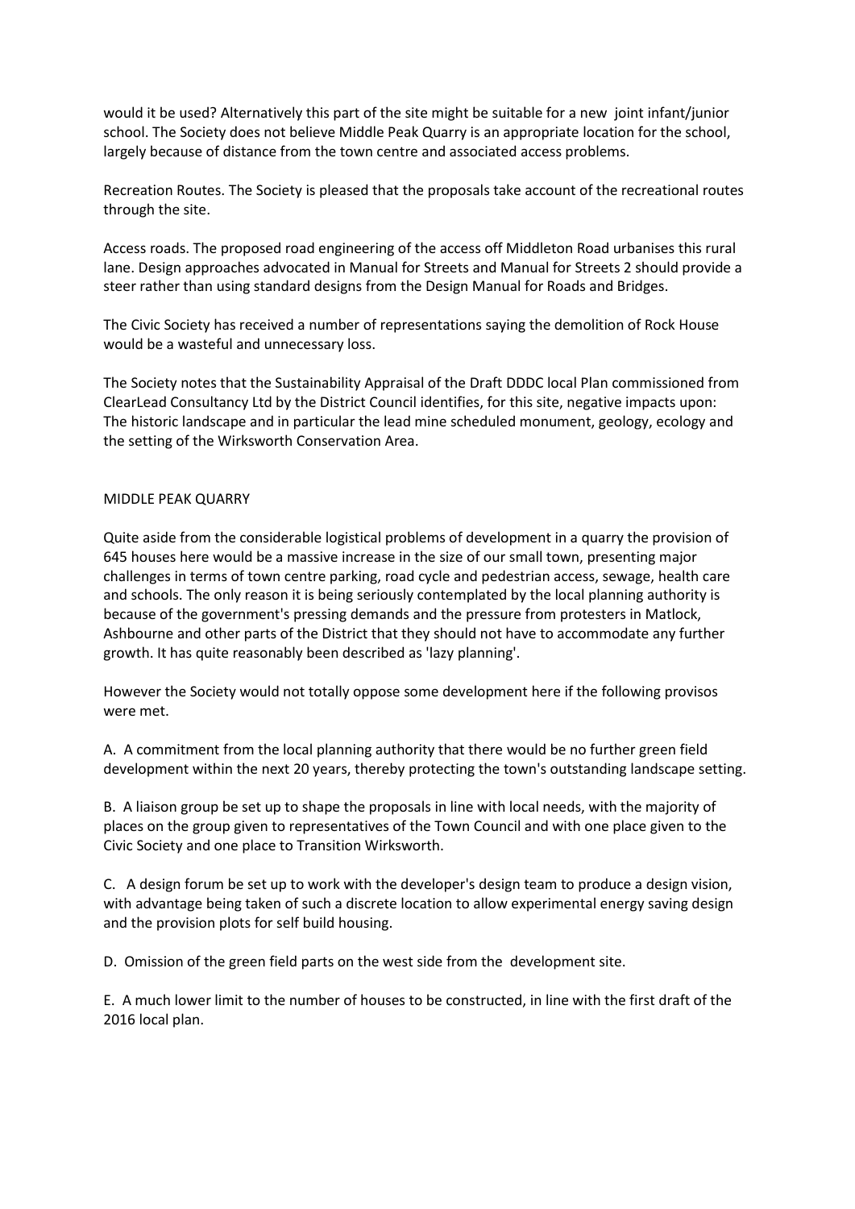would it be used? Alternatively this part of the site might be suitable for a new joint infant/junior school. The Society does not believe Middle Peak Quarry is an appropriate location for the school, largely because of distance from the town centre and associated access problems.

Recreation Routes. The Society is pleased that the proposals take account of the recreational routes through the site.

Access roads. The proposed road engineering of the access off Middleton Road urbanises this rural lane. Design approaches advocated in Manual for Streets and Manual for Streets 2 should provide a steer rather than using standard designs from the Design Manual for Roads and Bridges.

The Civic Society has received a number of representations saying the demolition of Rock House would be a wasteful and unnecessary loss.

The Society notes that the Sustainability Appraisal of the Draft DDDC local Plan commissioned from ClearLead Consultancy Ltd by the District Council identifies, for this site, negative impacts upon: The historic landscape and in particular the lead mine scheduled monument, geology, ecology and the setting of the Wirksworth Conservation Area.

MIDDLE PEAK QUARRY

Quite aside from the considerable logistical problems of development in a quarry the provision of 645 houses here would be a massive increase in the size of our small town, presenting major challenges in terms of town centre parking, road cycle and pedestrian access, sewage, health care and schools. The only reason it is being seriously contemplated by the local planning authority is because of the government's pressing demands and the pressure from protesters in Matlock, Ashbourne and other parts of the District that they should not have to accommodate any further growth. It has quite reasonably been described as 'lazy planning'.

However the Society would not totally oppose some development here if the following provisos were met.

A. A commitment from the local planning authority that there would be no further green field development within the next 20 years, thereby protecting the town's outstanding landscape setting.

B. A liaison group be set up to shape the proposals in line with local needs, with the majority of places on the group given to representatives of the Town Council and with one place given to the Civic Society and one place to Transition Wirksworth.

C. A design forum be set up to work with the developer's design team to produce a design vision, with advantage being taken of such a discrete location to allow experimental energy saving design and the provision plots for self build housing.

D. Omission of the green field parts on the west side from the development site.

E. A much lower limit to the number of houses to be constructed, in line with the first draft of the 2016 local plan.